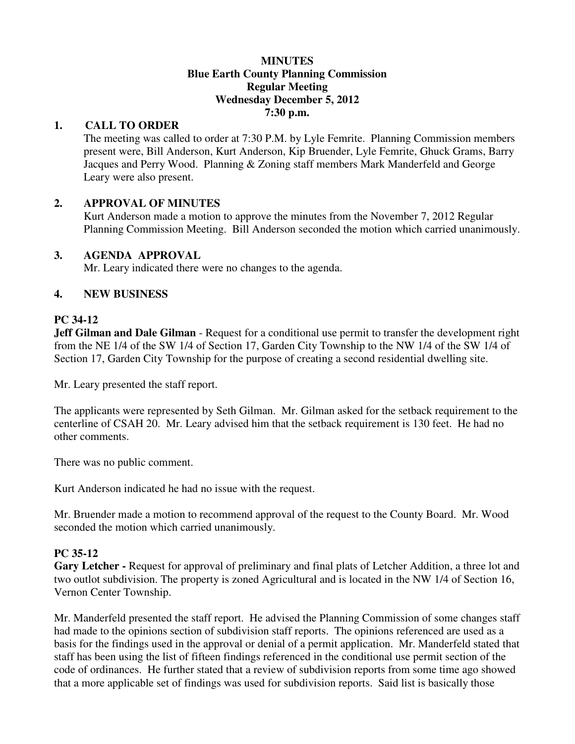# MINUTES
## Blue Earth County Planning Commission
## Regular Meeting
## Wednesday December 5, 2012
## 7:30 p.m.

## 1. CALL TO ORDER

The meeting was called to order at 7:30 P.M. by Lyle Femrite. Planning Commission members present were, Bill Anderson, Kurt Anderson, Kip Bruender, Lyle Femrite, Ghuck Grams, Barry Jacques and Perry Wood. Planning & Zoning staff members Mark Manderfeld and George Leary were also present.

## 2. APPROVAL OF MINUTES

Kurt Anderson made a motion to approve the minutes from the November 7, 2012 Regular Planning Commission Meeting. Bill Anderson seconded the motion which carried unanimously.

## 3. AGENDA APPROVAL

Mr. Leary indicated there were no changes to the agenda.

## 4. NEW BUSINESS

**PC 34-12**

**Jeff Gilman and Dale Gilman** - Request for a conditional use permit to transfer the development right from the NE 1/4 of the SW 1/4 of Section 17, Garden City Township to the NW 1/4 of the SW 1/4 of Section 17, Garden City Township for the purpose of creating a second residential dwelling site.

Mr. Leary presented the staff report.

The applicants were represented by Seth Gilman. Mr. Gilman asked for the setback requirement to the centerline of CSAH 20. Mr. Leary advised him that the setback requirement is 130 feet. He had no other comments.

There was no public comment.

Kurt Anderson indicated he had no issue with the request.

Mr. Bruender made a motion to recommend approval of the request to the County Board. Mr. Wood seconded the motion which carried unanimously.

**PC 35-12**

**Gary Letcher -** Request for approval of preliminary and final plats of Letcher Addition, a three lot and two outlot subdivision. The property is zoned Agricultural and is located in the NW 1/4 of Section 16, Vernon Center Township.

Mr. Manderfeld presented the staff report. He advised the Planning Commission of some changes staff had made to the opinions section of subdivision staff reports. The opinions referenced are used as a basis for the findings used in the approval or denial of a permit application. Mr. Manderfeld stated that staff has been using the list of fifteen findings referenced in the conditional use permit section of the code of ordinances. He further stated that a review of subdivision reports from some time ago showed that a more applicable set of findings was used for subdivision reports. Said list is basically those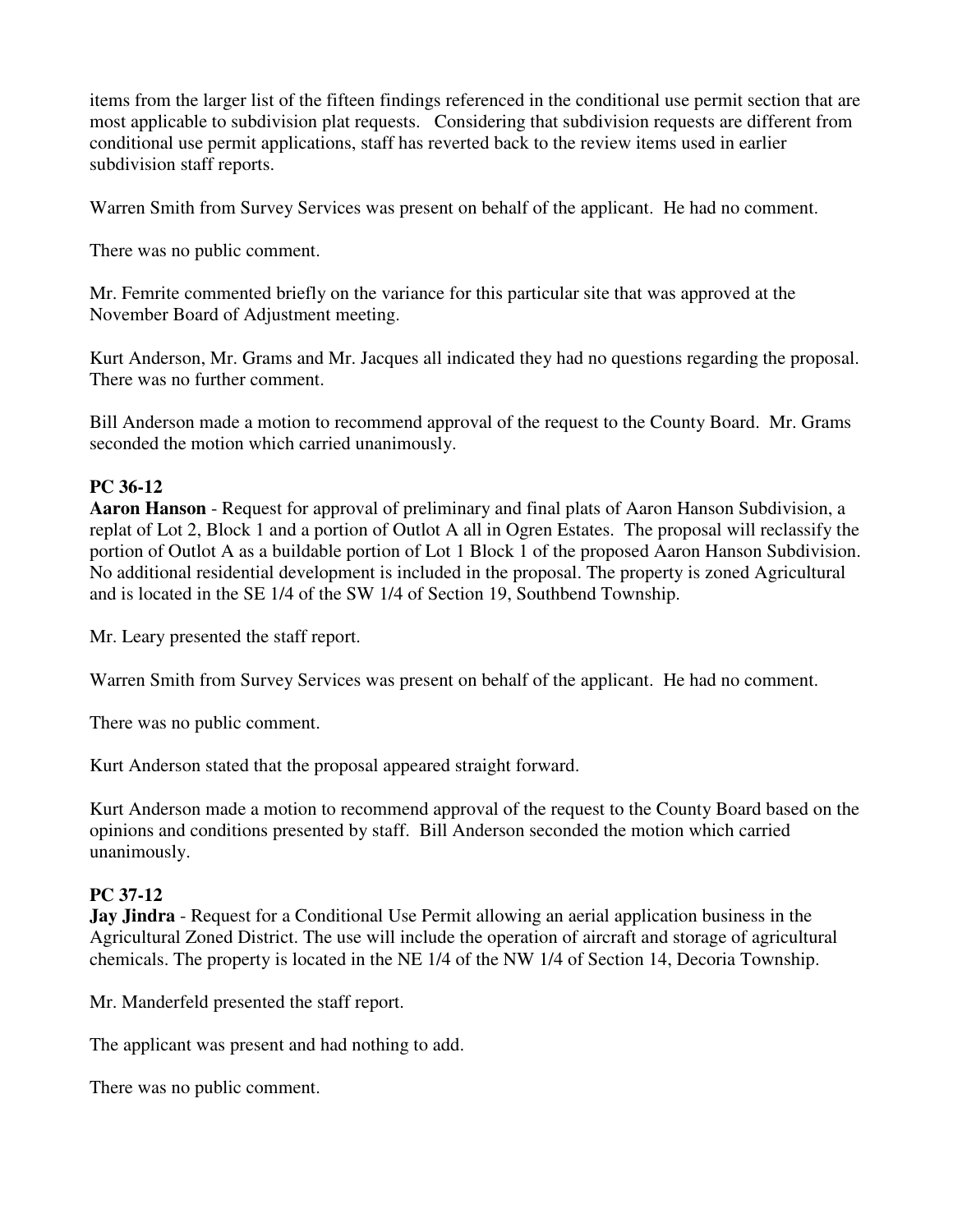items from the larger list of the fifteen findings referenced in the conditional use permit section that are most applicable to subdivision plat requests. Considering that subdivision requests are different from conditional use permit applications, staff has reverted back to the review items used in earlier subdivision staff reports.

Warren Smith from Survey Services was present on behalf of the applicant. He had no comment.

There was no public comment.

Mr. Femrite commented briefly on the variance for this particular site that was approved at the November Board of Adjustment meeting.

Kurt Anderson, Mr. Grams and Mr. Jacques all indicated they had no questions regarding the proposal. There was no further comment.

Bill Anderson made a motion to recommend approval of the request to the County Board. Mr. Grams seconded the motion which carried unanimously.

**PC 36-12**
**Aaron Hanson** - Request for approval of preliminary and final plats of Aaron Hanson Subdivision, a replat of Lot 2, Block 1 and a portion of Outlot A all in Ogren Estates. The proposal will reclassify the portion of Outlot A as a buildable portion of Lot 1 Block 1 of the proposed Aaron Hanson Subdivision. No additional residential development is included in the proposal. The property is zoned Agricultural and is located in the SE 1/4 of the SW 1/4 of Section 19, Southbend Township.

Mr. Leary presented the staff report.

Warren Smith from Survey Services was present on behalf of the applicant. He had no comment.

There was no public comment.

Kurt Anderson stated that the proposal appeared straight forward.

Kurt Anderson made a motion to recommend approval of the request to the County Board based on the opinions and conditions presented by staff. Bill Anderson seconded the motion which carried unanimously.

**PC 37-12**
**Jay Jindra** - Request for a Conditional Use Permit allowing an aerial application business in the Agricultural Zoned District. The use will include the operation of aircraft and storage of agricultural chemicals. The property is located in the NE 1/4 of the NW 1/4 of Section 14, Decoria Township.

Mr. Manderfeld presented the staff report.

The applicant was present and had nothing to add.

There was no public comment.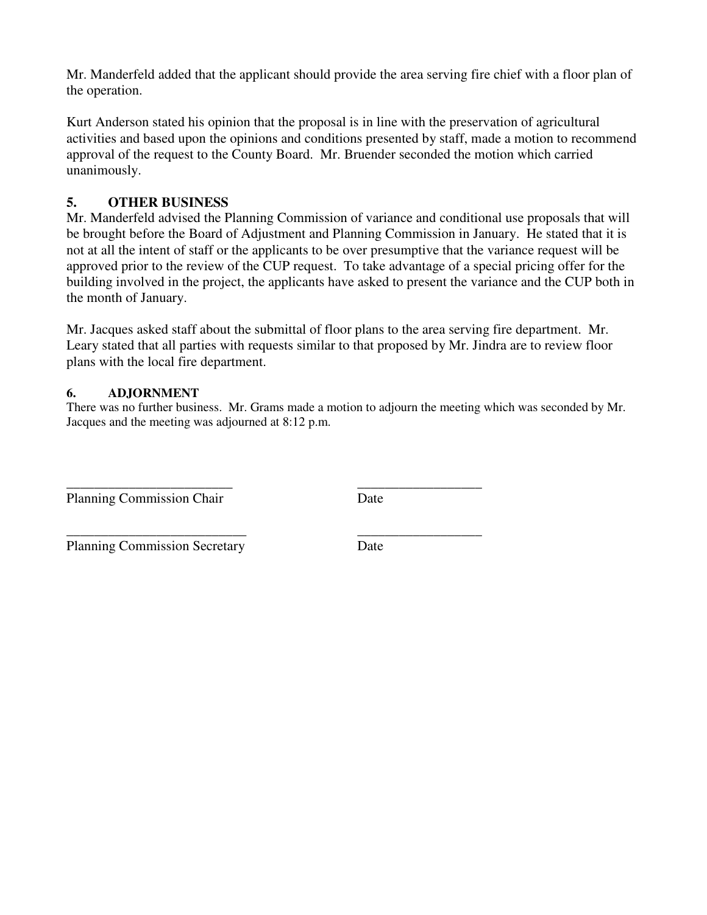Mr. Manderfeld added that the applicant should provide the area serving fire chief with a floor plan of the operation.

Kurt Anderson stated his opinion that the proposal is in line with the preservation of agricultural activities and based upon the opinions and conditions presented by staff, made a motion to recommend approval of the request to the County Board. Mr. Bruender seconded the motion which carried unanimously.

## 5. OTHER BUSINESS

Mr. Manderfeld advised the Planning Commission of variance and conditional use proposals that will be brought before the Board of Adjustment and Planning Commission in January. He stated that it is not at all the intent of staff or the applicants to be over presumptive that the variance request will be approved prior to the review of the CUP request. To take advantage of a special pricing offer for the building involved in the project, the applicants have asked to present the variance and the CUP both in the month of January.

Mr. Jacques asked staff about the submittal of floor plans to the area serving fire department. Mr. Leary stated that all parties with requests similar to that proposed by Mr. Jindra are to review floor plans with the local fire department.

## 6. ADJORNMENT

There was no further business. Mr. Grams made a motion to adjourn the meeting which was seconded by Mr. Jacques and the meeting was adjourned at 8:12 p.m.

________________________ ________________

Planning Commission Chair Date

________________________ ________________

Planning Commission Secretary Date